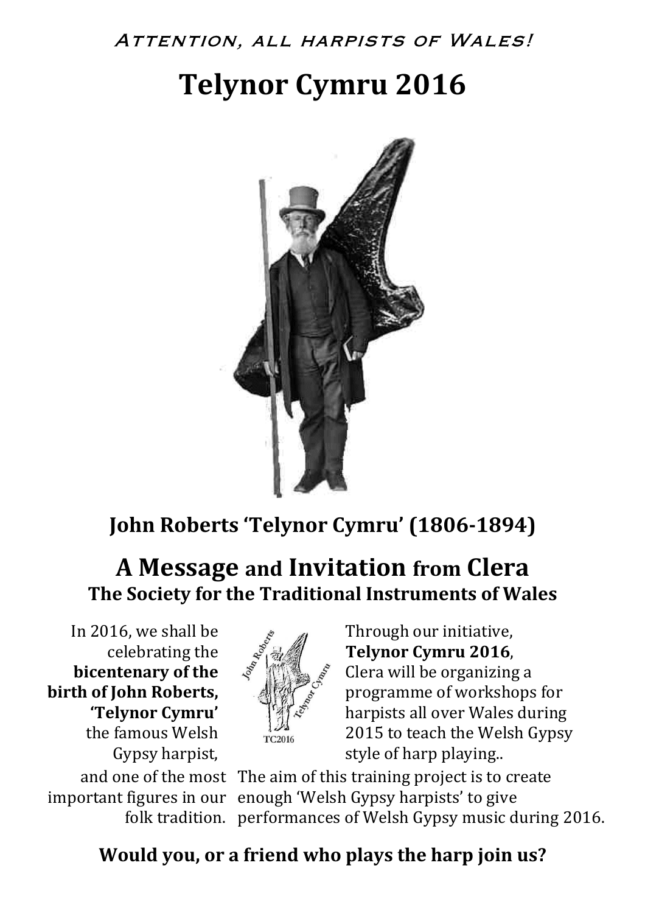*Attention, all harpists of Wales!*

# Telynor Cymru 2016

## John Roberts 'Telynor Cymru' (1806-1894)

## A Message and Invitation from Clera
### The Society for the Traditional Instruments of Wales

In 2016, we shall be celebrating the **bicentenary of the birth of John Roberts, 'Telynor Cymru'** the famous Welsh Gypsy harpist, and one of the most important figures in our folk tradition.

Through our initiative, **Telynor Cymru 2016**, Clera will be organizing a programme of workshops for harpists all over Wales during 2015 to teach the Welsh Gypsy style of harp playing..

The aim of this training project is to create enough 'Welsh Gypsy harpists' to give performances of Welsh Gypsy music during 2016.

**Would you, or a friend who plays the harp join us?**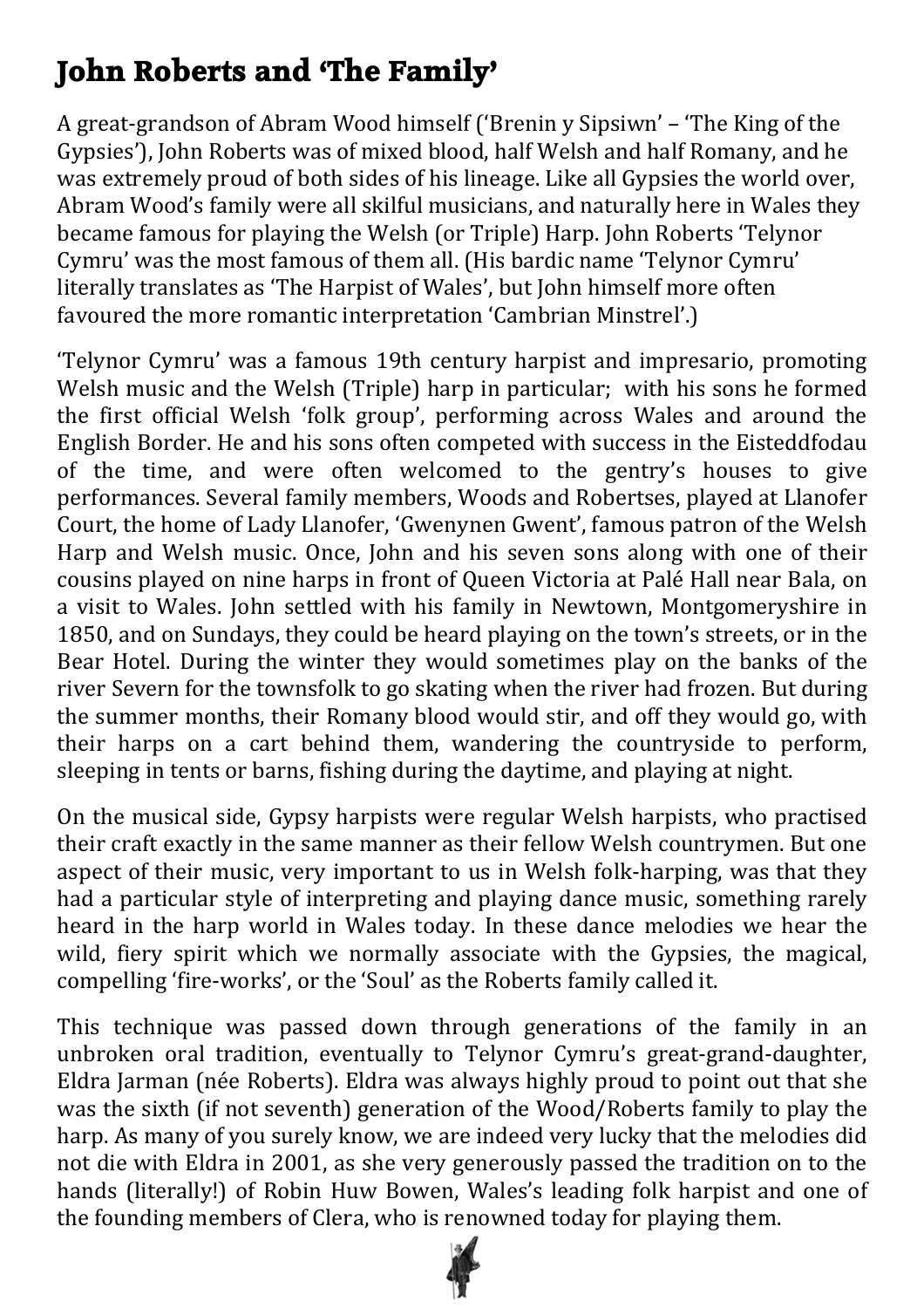## John Roberts and 'The Family'

A great-grandson of Abram Wood himself ('Brenin y Sipsiwn' – 'The King of the Gypsies'), John Roberts was of mixed blood, half Welsh and half Romany, and he was extremely proud of both sides of his lineage. Like all Gypsies the world over, Abram Wood's family were all skilful musicians, and naturally here in Wales they became famous for playing the Welsh (or Triple) Harp. John Roberts 'Telynor Cymru' was the most famous of them all. (His bardic name 'Telynor Cymru' literally translates as 'The Harpist of Wales', but John himself more often favoured the more romantic interpretation 'Cambrian Minstrel'.)

'Telynor Cymru' was a famous 19th century harpist and impresario, promoting Welsh music and the Welsh (Triple) harp in particular; with his sons he formed the first official Welsh 'folk group', performing across Wales and around the English Border. He and his sons often competed with success in the Eisteddfodau of the time, and were often welcomed to the gentry's houses to give performances. Several family members, Woods and Robertses, played at Llanofer Court, the home of Lady Llanofer, 'Gwenynen Gwent', famous patron of the Welsh Harp and Welsh music. Once, John and his seven sons along with one of their cousins played on nine harps in front of Queen Victoria at Palé Hall near Bala, on a visit to Wales. John settled with his family in Newtown, Montgomeryshire in 1850, and on Sundays, they could be heard playing on the town's streets, or in the Bear Hotel. During the winter they would sometimes play on the banks of the river Severn for the townsfolk to go skating when the river had frozen. But during the summer months, their Romany blood would stir, and off they would go, with their harps on a cart behind them, wandering the countryside to perform, sleeping in tents or barns, fishing during the daytime, and playing at night.

On the musical side, Gypsy harpists were regular Welsh harpists, who practised their craft exactly in the same manner as their fellow Welsh countrymen. But one aspect of their music, very important to us in Welsh folk-harping, was that they had a particular style of interpreting and playing dance music, something rarely heard in the harp world in Wales today. In these dance melodies we hear the wild, fiery spirit which we normally associate with the Gypsies, the magical, compelling 'fire-works', or the 'Soul' as the Roberts family called it.

This technique was passed down through generations of the family in an unbroken oral tradition, eventually to Telynor Cymru's great-grand-daughter, Eldra Jarman (née Roberts). Eldra was always highly proud to point out that she was the sixth (if not seventh) generation of the Wood/Roberts family to play the harp. As many of you surely know, we are indeed very lucky that the melodies did not die with Eldra in 2001, as she very generously passed the tradition on to the hands (literally!) of Robin Huw Bowen, Wales's leading folk harpist and one of the founding members of Clera, who is renowned today for playing them.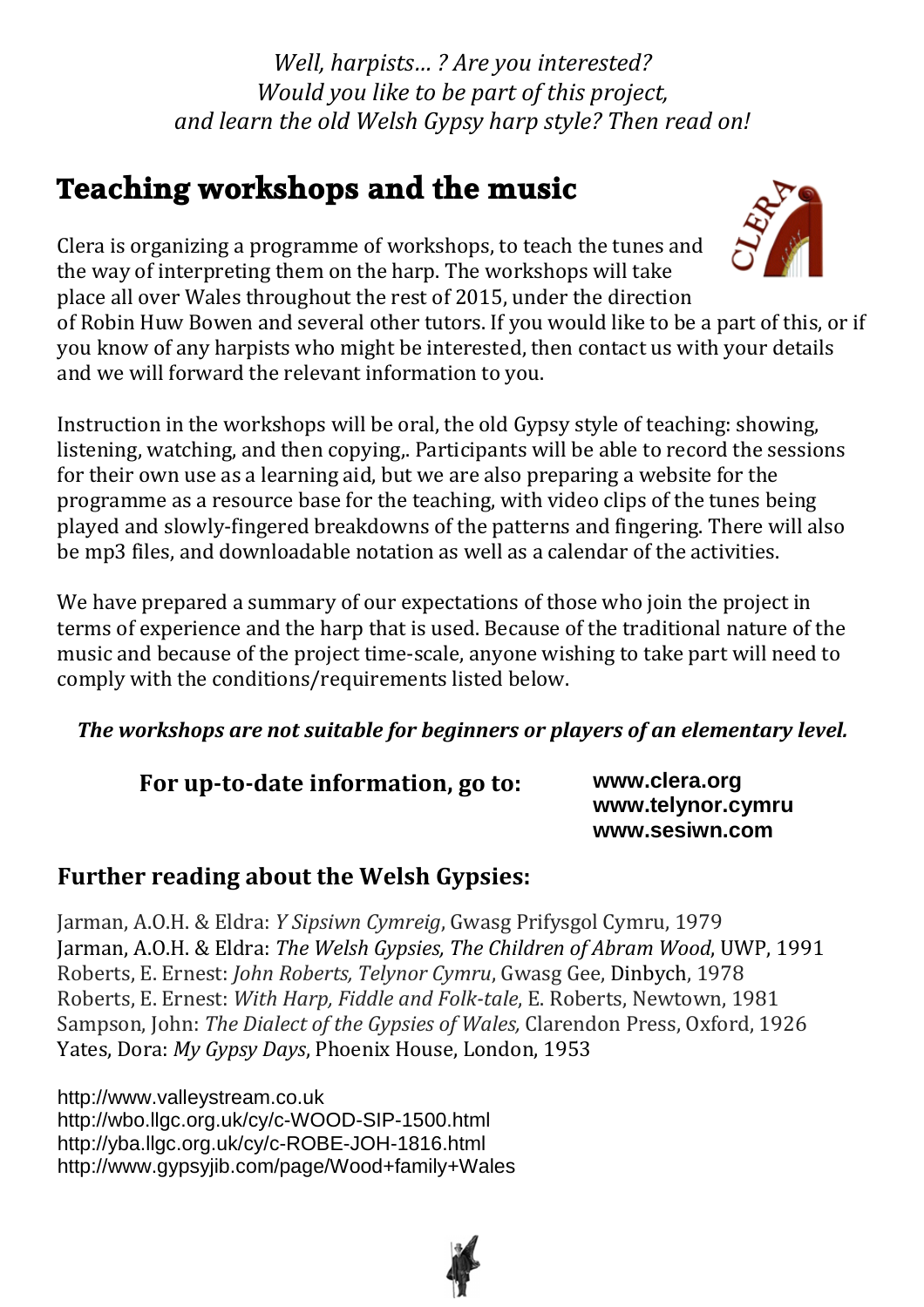*Well, harpists… ? Are you interested?*
*Would you like to be part of this project,*
*and learn the old Welsh Gypsy harp style? Then read on!*

## Teaching workshops and the music

Clera is organizing a programme of workshops, to teach the tunes and the way of interpreting them on the harp. The workshops will take place all over Wales throughout the rest of 2015, under the direction of Robin Huw Bowen and several other tutors. If you would like to be a part of this, or if you know of any harpists who might be interested, then contact us with your details and we will forward the relevant information to you.

Instruction in the workshops will be oral, the old Gypsy style of teaching: showing, listening, watching, and then copying,. Participants will be able to record the sessions for their own use as a learning aid, but we are also preparing a website for the programme as a resource base for the teaching, with video clips of the tunes being played and slowly-fingered breakdowns of the patterns and fingering. There will also be mp3 files, and downloadable notation as well as a calendar of the activities.

We have prepared a summary of our expectations of those who join the project in terms of experience and the harp that is used. Because of the traditional nature of the music and because of the project time-scale, anyone wishing to take part will need to comply with the conditions/requirements listed below.

***The workshops are not suitable for beginners or players of an elementary level.***

**For up-to-date information, go to:**

**www.clera.org**
**www.telynor.cymru**
**www.sesiwn.com**

### Further reading about the Welsh Gypsies:

Jarman, A.O.H. & Eldra: *Y Sipsiwn Cymreig*, Gwasg Prifysgol Cymru, 1979
Jarman, A.O.H. & Eldra: *The Welsh Gypsies, The Children of Abram Wood*, UWP, 1991
Roberts, E. Ernest: *John Roberts, Telynor Cymru*, Gwasg Gee, Dinbych, 1978
Roberts, E. Ernest: *With Harp, Fiddle and Folk-tale*, E. Roberts, Newtown, 1981
Sampson, John: *The Dialect of the Gypsies of Wales,* Clarendon Press, Oxford, 1926
Yates, Dora: *My Gypsy Days*, Phoenix House, London, 1953

http://www.valleystream.co.uk
http://wbo.llgc.org.uk/cy/c-WOOD-SIP-1500.html
http://yba.llgc.org.uk/cy/c-ROBE-JOH-1816.html
http://www.gypsyjib.com/page/Wood+family+Wales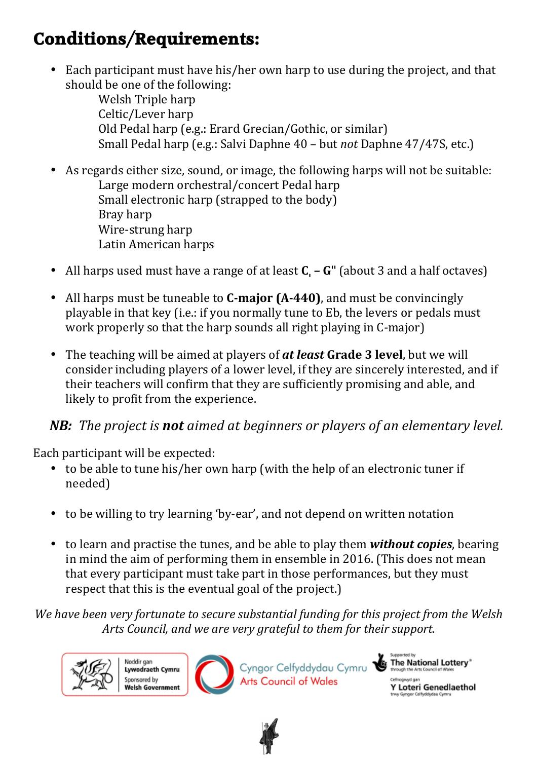# Conditions/Requirements:

- Each participant must have his/her own harp to use during the project, and that should be one of the following:
  - Welsh Triple harp
  - Celtic/Lever harp
  - Old Pedal harp (e.g.: Erard Grecian/Gothic, or similar)
  - Small Pedal harp (e.g.: Salvi Daphne 40 – but *not* Daphne 47/47S, etc.)

- As regards either size, sound, or image, the following harps will not be suitable:
  - Large modern orchestral/concert Pedal harp
  - Small electronic harp (strapped to the body)
  - Bray harp
  - Wire-strung harp
  - Latin American harps

- All harps used must have a range of at least **C, – G''** (about 3 and a half octaves)

- All harps must be tuneable to **C-major (A-440)**, and must be convincingly playable in that key (i.e.: if you normally tune to Eb, the levers or pedals must work properly so that the harp sounds all right playing in C-major)

- The teaching will be aimed at players of ***at least* Grade 3 level**, but we will consider including players of a lower level, if they are sincerely interested, and if their teachers will confirm that they are sufficiently promising and able, and likely to profit from the experience.

*NB: The project is **not** aimed at beginners or players of an elementary level.*

Each participant will be expected:

- to be able to tune his/her own harp (with the help of an electronic tuner if needed)

- to be willing to try learning 'by-ear', and not depend on written notation

- to learn and practise the tunes, and be able to play them ***without copies***, bearing in mind the aim of performing them in ensemble in 2016. (This does not mean that every participant must take part in those performances, but they must respect that this is the eventual goal of the project.)

*We have been very fortunate to secure substantial funding for this project from the Welsh Arts Council, and we are very grateful to them for their support.*

Noddir gan Lywodraeth Cymru / Sponsored by Welsh Government

Cyngor Celfyddydau Cymru / Arts Council of Wales

Supported by The National Lottery through the Arts Council of Wales / Cefnogwyd gan Y Loteri Genedlaethol trwy Gyngor Celfyddydau Cymru